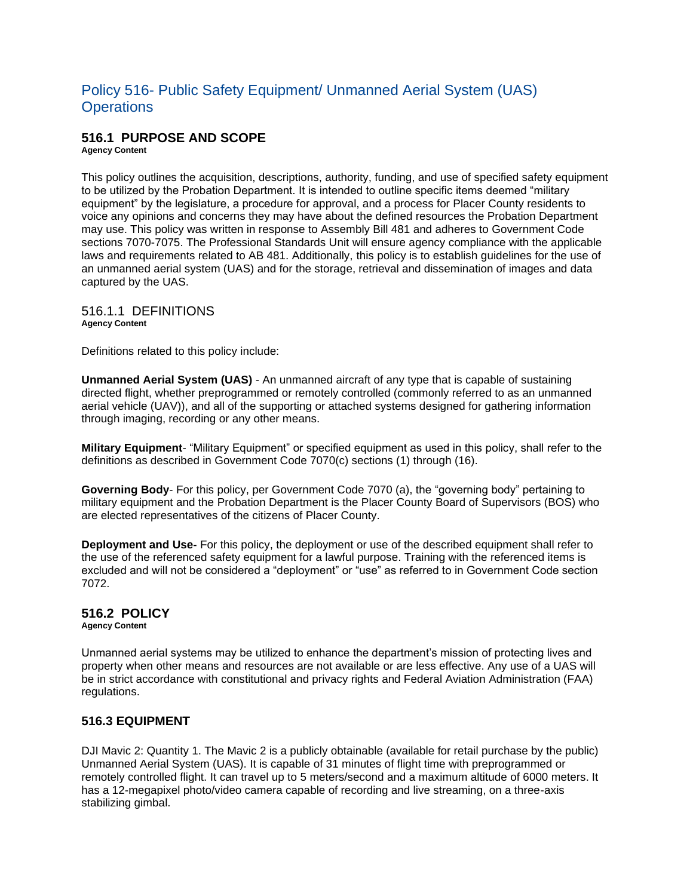# Policy 516- Public Safety Equipment/ Unmanned Aerial System (UAS) Operations

## 516.1 PURPOSE AND SCOPE

**Agency Content**

This policy outlines the acquisition, descriptions, authority, funding, and use of specified safety equipment to be utilized by the Probation Department. It is intended to outline specific items deemed "military equipment" by the legislature, a procedure for approval, and a process for Placer County residents to voice any opinions and concerns they may have about the defined resources the Probation Department may use. This policy was written in response to Assembly Bill 481 and adheres to Government Code sections 7070-7075. The Professional Standards Unit will ensure agency compliance with the applicable laws and requirements related to AB 481. Additionally, this policy is to establish guidelines for the use of an unmanned aerial system (UAS) and for the storage, retrieval and dissemination of images and data captured by the UAS.

### 516.1.1 DEFINITIONS

**Agency Content**

Definitions related to this policy include:

**Unmanned Aerial System (UAS)** - An unmanned aircraft of any type that is capable of sustaining directed flight, whether preprogrammed or remotely controlled (commonly referred to as an unmanned aerial vehicle (UAV)), and all of the supporting or attached systems designed for gathering information through imaging, recording or any other means.

**Military Equipment**- "Military Equipment" or specified equipment as used in this policy, shall refer to the definitions as described in Government Code 7070(c) sections (1) through (16).

**Governing Body**- For this policy, per Government Code 7070 (a), the "governing body" pertaining to military equipment and the Probation Department is the Placer County Board of Supervisors (BOS) who are elected representatives of the citizens of Placer County.

**Deployment and Use-** For this policy, the deployment or use of the described equipment shall refer to the use of the referenced safety equipment for a lawful purpose. Training with the referenced items is excluded and will not be considered a "deployment" or "use" as referred to in Government Code section 7072.

## 516.2 POLICY

**Agency Content**

Unmanned aerial systems may be utilized to enhance the department's mission of protecting lives and property when other means and resources are not available or are less effective. Any use of a UAS will be in strict accordance with constitutional and privacy rights and Federal Aviation Administration (FAA) regulations.

## 516.3 EQUIPMENT

DJI Mavic 2: Quantity 1. The Mavic 2 is a publicly obtainable (available for retail purchase by the public) Unmanned Aerial System (UAS). It is capable of 31 minutes of flight time with preprogrammed or remotely controlled flight. It can travel up to 5 meters/second and a maximum altitude of 6000 meters. It has a 12-megapixel photo/video camera capable of recording and live streaming, on a three-axis stabilizing gimbal.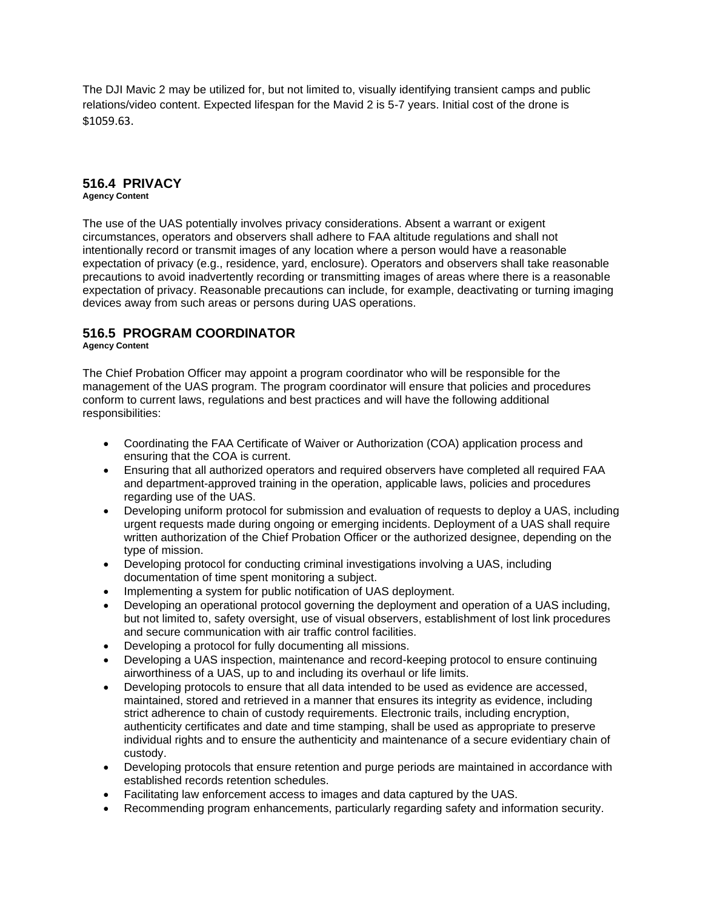The DJI Mavic 2 may be utilized for, but not limited to, visually identifying transient camps and public relations/video content. Expected lifespan for the Mavid 2 is 5-7 years. Initial cost of the drone is $1059.63.

## 516.4 PRIVACY

**Agency Content**

The use of the UAS potentially involves privacy considerations. Absent a warrant or exigent circumstances, operators and observers shall adhere to FAA altitude regulations and shall not intentionally record or transmit images of any location where a person would have a reasonable expectation of privacy (e.g., residence, yard, enclosure). Operators and observers shall take reasonable precautions to avoid inadvertently recording or transmitting images of areas where there is a reasonable expectation of privacy. Reasonable precautions can include, for example, deactivating or turning imaging devices away from such areas or persons during UAS operations.

## 516.5 PROGRAM COORDINATOR

**Agency Content**

The Chief Probation Officer may appoint a program coordinator who will be responsible for the management of the UAS program. The program coordinator will ensure that policies and procedures conform to current laws, regulations and best practices and will have the following additional responsibilities:

- Coordinating the FAA Certificate of Waiver or Authorization (COA) application process and ensuring that the COA is current.
- Ensuring that all authorized operators and required observers have completed all required FAA and department-approved training in the operation, applicable laws, policies and procedures regarding use of the UAS.
- Developing uniform protocol for submission and evaluation of requests to deploy a UAS, including urgent requests made during ongoing or emerging incidents. Deployment of a UAS shall require written authorization of the Chief Probation Officer or the authorized designee, depending on the type of mission.
- Developing protocol for conducting criminal investigations involving a UAS, including documentation of time spent monitoring a subject.
- Implementing a system for public notification of UAS deployment.
- Developing an operational protocol governing the deployment and operation of a UAS including, but not limited to, safety oversight, use of visual observers, establishment of lost link procedures and secure communication with air traffic control facilities.
- Developing a protocol for fully documenting all missions.
- Developing a UAS inspection, maintenance and record-keeping protocol to ensure continuing airworthiness of a UAS, up to and including its overhaul or life limits.
- Developing protocols to ensure that all data intended to be used as evidence are accessed, maintained, stored and retrieved in a manner that ensures its integrity as evidence, including strict adherence to chain of custody requirements. Electronic trails, including encryption, authenticity certificates and date and time stamping, shall be used as appropriate to preserve individual rights and to ensure the authenticity and maintenance of a secure evidentiary chain of custody.
- Developing protocols that ensure retention and purge periods are maintained in accordance with established records retention schedules.
- Facilitating law enforcement access to images and data captured by the UAS.
- Recommending program enhancements, particularly regarding safety and information security.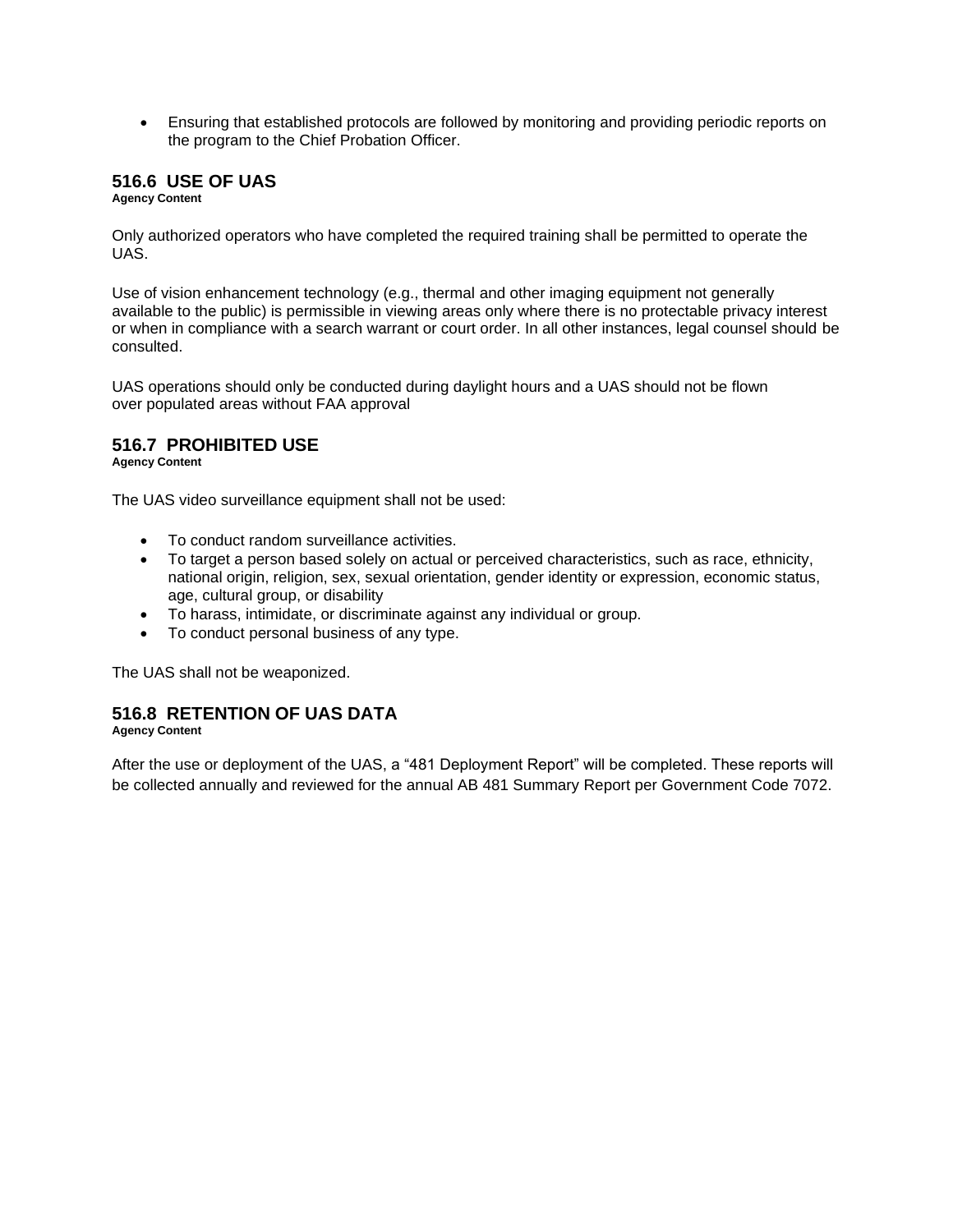- Ensuring that established protocols are followed by monitoring and providing periodic reports on the program to the Chief Probation Officer.

## 516.6 USE OF UAS

**Agency Content**

Only authorized operators who have completed the required training shall be permitted to operate the UAS.

Use of vision enhancement technology (e.g., thermal and other imaging equipment not generally available to the public) is permissible in viewing areas only where there is no protectable privacy interest or when in compliance with a search warrant or court order. In all other instances, legal counsel should be consulted.

UAS operations should only be conducted during daylight hours and a UAS should not be flown over populated areas without FAA approval

## 516.7 PROHIBITED USE

**Agency Content**

The UAS video surveillance equipment shall not be used:

- To conduct random surveillance activities.
- To target a person based solely on actual or perceived characteristics, such as race, ethnicity, national origin, religion, sex, sexual orientation, gender identity or expression, economic status, age, cultural group, or disability
- To harass, intimidate, or discriminate against any individual or group.
- To conduct personal business of any type.

The UAS shall not be weaponized.

## 516.8 RETENTION OF UAS DATA

**Agency Content**

After the use or deployment of the UAS, a "481 Deployment Report" will be completed. These reports will be collected annually and reviewed for the annual AB 481 Summary Report per Government Code 7072.